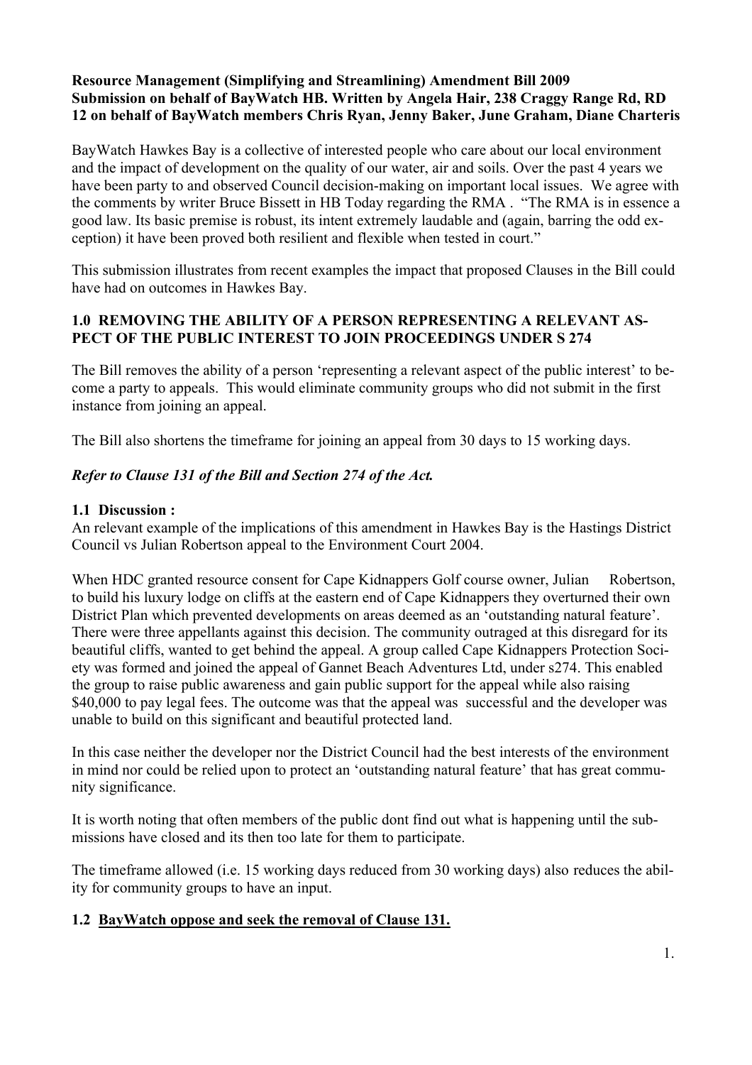**Resource Management (Simplifying and Streamlining) Amendment Bill 2009**
**Submission on behalf of BayWatch HB. Written by Angela Hair, 238 Craggy Range Rd, RD 12 on behalf of BayWatch members Chris Ryan, Jenny Baker, June Graham, Diane Charteris**

BayWatch Hawkes Bay is a collective of interested people who care about our local environment and the impact of development on the quality of our water, air and soils. Over the past 4 years we have been party to and observed Council decision-making on important local issues. We agree with the comments by writer Bruce Bissett in HB Today regarding the RMA . "The RMA is in essence a good law. Its basic premise is robust, its intent extremely laudable and (again, barring the odd exception) it have been proved both resilient and flexible when tested in court."

This submission illustrates from recent examples the impact that proposed Clauses in the Bill could have had on outcomes in Hawkes Bay.

## 1.0 REMOVING THE ABILITY OF A PERSON REPRESENTING A RELEVANT ASPECT OF THE PUBLIC INTEREST TO JOIN PROCEEDINGS UNDER S 274

The Bill removes the ability of a person 'representing a relevant aspect of the public interest' to become a party to appeals. This would eliminate community groups who did not submit in the first instance from joining an appeal.

The Bill also shortens the timeframe for joining an appeal from 30 days to 15 working days.

***Refer to Clause 131 of the Bill and Section 274 of the Act.***

### 1.1 Discussion :

An relevant example of the implications of this amendment in Hawkes Bay is the Hastings District Council vs Julian Robertson appeal to the Environment Court 2004.

When HDC granted resource consent for Cape Kidnappers Golf course owner, Julian Robertson, to build his luxury lodge on cliffs at the eastern end of Cape Kidnappers they overturned their own District Plan which prevented developments on areas deemed as an 'outstanding natural feature'. There were three appellants against this decision. The community outraged at this disregard for its beautiful cliffs, wanted to get behind the appeal. A group called Cape Kidnappers Protection Society was formed and joined the appeal of Gannet Beach Adventures Ltd, under s274. This enabled the group to raise public awareness and gain public support for the appeal while also raising $40,000 to pay legal fees. The outcome was that the appeal was successful and the developer was unable to build on this significant and beautiful protected land.

In this case neither the developer nor the District Council had the best interests of the environment in mind nor could be relied upon to protect an 'outstanding natural feature' that has great community significance.

It is worth noting that often members of the public dont find out what is happening until the submissions have closed and its then too late for them to participate.

The timeframe allowed (i.e. 15 working days reduced from 30 working days) also reduces the ability for community groups to have an input.

### 1.2 <u>BayWatch oppose and seek the removal of Clause 131.</u>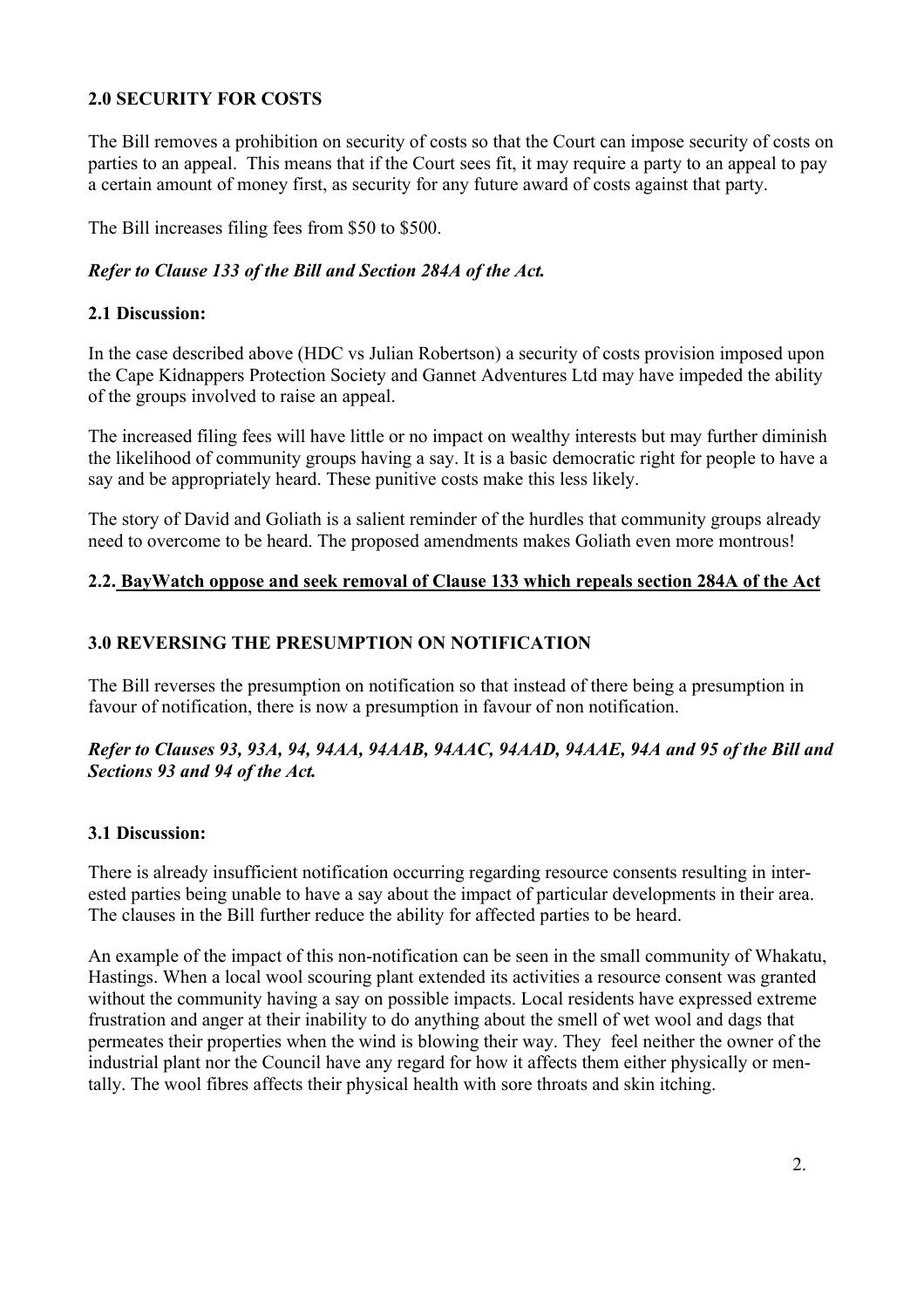## 2.0 SECURITY FOR COSTS

The Bill removes a prohibition on security of costs so that the Court can impose security of costs on parties to an appeal. This means that if the Court sees fit, it may require a party to an appeal to pay a certain amount of money first, as security for any future award of costs against that party.

The Bill increases filing fees from $50 to $500.

***Refer to Clause 133 of the Bill and Section 284A of the Act.***

### 2.1 Discussion:

In the case described above (HDC vs Julian Robertson) a security of costs provision imposed upon the Cape Kidnappers Protection Society and Gannet Adventures Ltd may have impeded the ability of the groups involved to raise an appeal.

The increased filing fees will have little or no impact on wealthy interests but may further diminish the likelihood of community groups having a say. It is a basic democratic right for people to have a say and be appropriately heard. These punitive costs make this less likely.

The story of David and Goliath is a salient reminder of the hurdles that community groups already need to overcome to be heard. The proposed amendments makes Goliath even more montrous!

### 2.2. BayWatch oppose and seek removal of Clause 133 which repeals section 284A of the Act

## 3.0 REVERSING THE PRESUMPTION ON NOTIFICATION

The Bill reverses the presumption on notification so that instead of there being a presumption in favour of notification, there is now a presumption in favour of non notification.

***Refer to Clauses 93, 93A, 94, 94AA, 94AAB, 94AAC, 94AAD, 94AAE, 94A and 95 of the Bill and Sections 93 and 94 of the Act.***

### 3.1 Discussion:

There is already insufficient notification occurring regarding resource consents resulting in interested parties being unable to have a say about the impact of particular developments in their area. The clauses in the Bill further reduce the ability for affected parties to be heard.

An example of the impact of this non-notification can be seen in the small community of Whakatu, Hastings. When a local wool scouring plant extended its activities a resource consent was granted without the community having a say on possible impacts. Local residents have expressed extreme frustration and anger at their inability to do anything about the smell of wet wool and dags that permeates their properties when the wind is blowing their way. They feel neither the owner of the industrial plant nor the Council have any regard for how it affects them either physically or mentally. The wool fibres affects their physical health with sore throats and skin itching.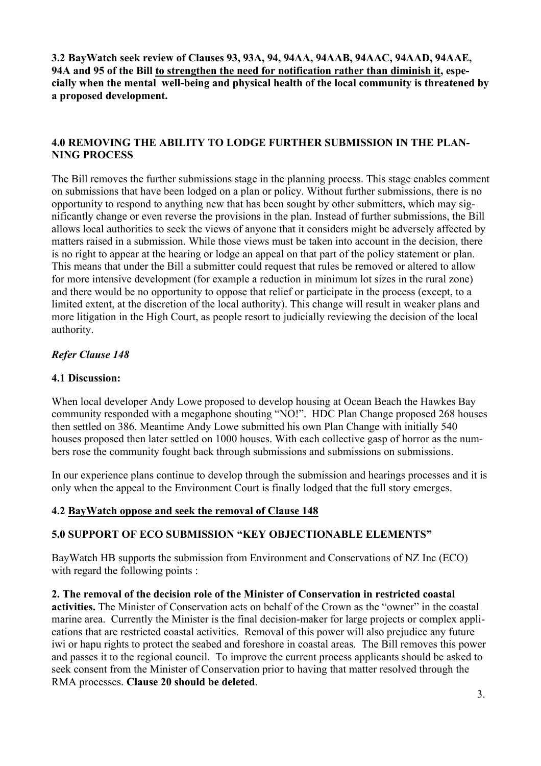**3.2 BayWatch seek review of Clauses 93, 93A, 94, 94AA, 94AAB, 94AAC, 94AAD, 94AAE, 94A and 95 of the Bill <u>to strengthen the need for notification rather than diminish it</u>, especially when the mental well-being and physical health of the local community is threatened by a proposed development.**

## 4.0 REMOVING THE ABILITY TO LODGE FURTHER SUBMISSION IN THE PLANNING PROCESS

The Bill removes the further submissions stage in the planning process. This stage enables comment on submissions that have been lodged on a plan or policy. Without further submissions, there is no opportunity to respond to anything new that has been sought by other submitters, which may significantly change or even reverse the provisions in the plan. Instead of further submissions, the Bill allows local authorities to seek the views of anyone that it considers might be adversely affected by matters raised in a submission. While those views must be taken into account in the decision, there is no right to appear at the hearing or lodge an appeal on that part of the policy statement or plan. This means that under the Bill a submitter could request that rules be removed or altered to allow for more intensive development (for example a reduction in minimum lot sizes in the rural zone) and there would be no opportunity to oppose that relief or participate in the process (except, to a limited extent, at the discretion of the local authority). This change will result in weaker plans and more litigation in the High Court, as people resort to judicially reviewing the decision of the local authority.

***Refer Clause 148***

### 4.1 Discussion:

When local developer Andy Lowe proposed to develop housing at Ocean Beach the Hawkes Bay community responded with a megaphone shouting "NO!". HDC Plan Change proposed 268 houses then settled on 386. Meantime Andy Lowe submitted his own Plan Change with initially 540 houses proposed then later settled on 1000 houses. With each collective gasp of horror as the numbers rose the community fought back through submissions and submissions on submissions.

In our experience plans continue to develop through the submission and hearings processes and it is only when the appeal to the Environment Court is finally lodged that the full story emerges.

### 4.2 <u>BayWatch oppose and seek the removal of Clause 148</u>

## 5.0 SUPPORT OF ECO SUBMISSION "KEY OBJECTIONABLE ELEMENTS"

BayWatch HB supports the submission from Environment and Conservations of NZ Inc (ECO) with regard the following points :

**2. The removal of the decision role of the Minister of Conservation in restricted coastal activities.** The Minister of Conservation acts on behalf of the Crown as the "owner" in the coastal marine area. Currently the Minister is the final decision-maker for large projects or complex applications that are restricted coastal activities. Removal of this power will also prejudice any future iwi or hapu rights to protect the seabed and foreshore in coastal areas. The Bill removes this power and passes it to the regional council. To improve the current process applicants should be asked to seek consent from the Minister of Conservation prior to having that matter resolved through the RMA processes. **Clause 20 should be deleted**.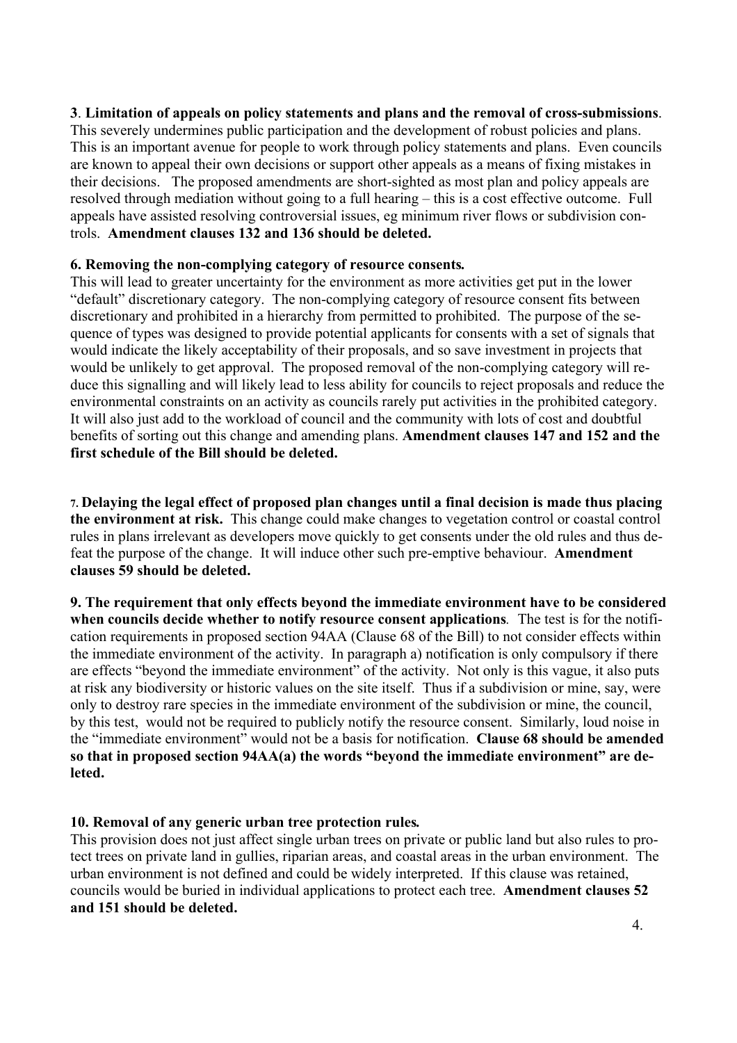**3**. **Limitation of appeals on policy statements and plans and the removal of cross-submissions**. This severely undermines public participation and the development of robust policies and plans. This is an important avenue for people to work through policy statements and plans. Even councils are known to appeal their own decisions or support other appeals as a means of fixing mistakes in their decisions. The proposed amendments are short-sighted as most plan and policy appeals are resolved through mediation without going to a full hearing – this is a cost effective outcome. Full appeals have assisted resolving controversial issues, eg minimum river flows or subdivision controls. **Amendment clauses 132 and 136 should be deleted.**

**6. Removing the non-complying category of resource consents.**
This will lead to greater uncertainty for the environment as more activities get put in the lower "default" discretionary category. The non-complying category of resource consent fits between discretionary and prohibited in a hierarchy from permitted to prohibited. The purpose of the sequence of types was designed to provide potential applicants for consents with a set of signals that would indicate the likely acceptability of their proposals, and so save investment in projects that would be unlikely to get approval. The proposed removal of the non-complying category will reduce this signalling and will likely lead to less ability for councils to reject proposals and reduce the environmental constraints on an activity as councils rarely put activities in the prohibited category. It will also just add to the workload of council and the community with lots of cost and doubtful benefits of sorting out this change and amending plans. **Amendment clauses 147 and 152 and the first schedule of the Bill should be deleted.**

**7. Delaying the legal effect of proposed plan changes until a final decision is made thus placing the environment at risk.** This change could make changes to vegetation control or coastal control rules in plans irrelevant as developers move quickly to get consents under the old rules and thus defeat the purpose of the change. It will induce other such pre-emptive behaviour. **Amendment clauses 59 should be deleted.**

**9. The requirement that only effects beyond the immediate environment have to be considered when councils decide whether to notify resource consent applications**. The test is for the notification requirements in proposed section 94AA (Clause 68 of the Bill) to not consider effects within the immediate environment of the activity. In paragraph a) notification is only compulsory if there are effects "beyond the immediate environment" of the activity. Not only is this vague, it also puts at risk any biodiversity or historic values on the site itself. Thus if a subdivision or mine, say, were only to destroy rare species in the immediate environment of the subdivision or mine, the council, by this test, would not be required to publicly notify the resource consent. Similarly, loud noise in the "immediate environment" would not be a basis for notification. **Clause 68 should be amended so that in proposed section 94AA(a) the words "beyond the immediate environment" are deleted.**

**10. Removal of any generic urban tree protection rules.**
This provision does not just affect single urban trees on private or public land but also rules to protect trees on private land in gullies, riparian areas, and coastal areas in the urban environment. The urban environment is not defined and could be widely interpreted. If this clause was retained, councils would be buried in individual applications to protect each tree. **Amendment clauses 52 and 151 should be deleted.**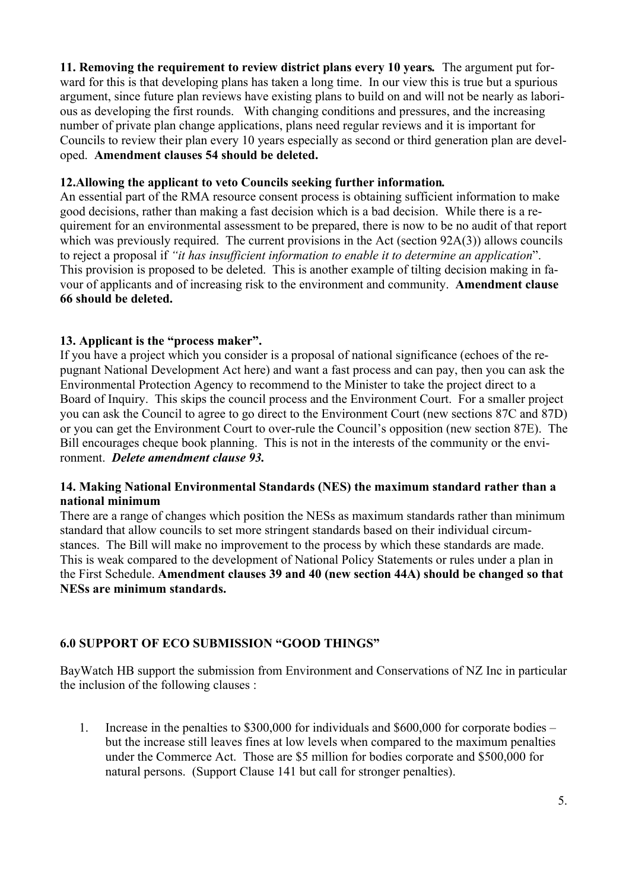**11. Removing the requirement to review district plans every 10 years.** The argument put forward for this is that developing plans has taken a long time. In our view this is true but a spurious argument, since future plan reviews have existing plans to build on and will not be nearly as laborious as developing the first rounds. With changing conditions and pressures, and the increasing number of private plan change applications, plans need regular reviews and it is important for Councils to review their plan every 10 years especially as second or third generation plan are developed. **Amendment clauses 54 should be deleted.**

**12.Allowing the applicant to veto Councils seeking further information.**
An essential part of the RMA resource consent process is obtaining sufficient information to make good decisions, rather than making a fast decision which is a bad decision. While there is a requirement for an environmental assessment to be prepared, there is now to be no audit of that report which was previously required. The current provisions in the Act (section 92A(3)) allows councils to reject a proposal if *"it has insufficient information to enable it to determine an application*". This provision is proposed to be deleted. This is another example of tilting decision making in favour of applicants and of increasing risk to the environment and community. **Amendment clause 66 should be deleted.**

**13. Applicant is the "process maker".**
If you have a project which you consider is a proposal of national significance (echoes of the repugnant National Development Act here) and want a fast process and can pay, then you can ask the Environmental Protection Agency to recommend to the Minister to take the project direct to a Board of Inquiry. This skips the council process and the Environment Court. For a smaller project you can ask the Council to agree to go direct to the Environment Court (new sections 87C and 87D) or you can get the Environment Court to over-rule the Council's opposition (new section 87E). The Bill encourages cheque book planning. This is not in the interests of the community or the environment. ***Delete amendment clause 93.***

**14. Making National Environmental Standards (NES) the maximum standard rather than a national minimum**
There are a range of changes which position the NESs as maximum standards rather than minimum standard that allow councils to set more stringent standards based on their individual circumstances. The Bill will make no improvement to the process by which these standards are made. This is weak compared to the development of National Policy Statements or rules under a plan in the First Schedule. **Amendment clauses 39 and 40 (new section 44A) should be changed so that NESs are minimum standards.**

## 6.0 SUPPORT OF ECO SUBMISSION "GOOD THINGS"

BayWatch HB support the submission from Environment and Conservations of NZ Inc in particular the inclusion of the following clauses :

1. Increase in the penalties to \$300,000 for individuals and \$600,000 for corporate bodies – but the increase still leaves fines at low levels when compared to the maximum penalties under the Commerce Act. Those are \$5 million for bodies corporate and \$500,000 for natural persons. (Support Clause 141 but call for stronger penalties).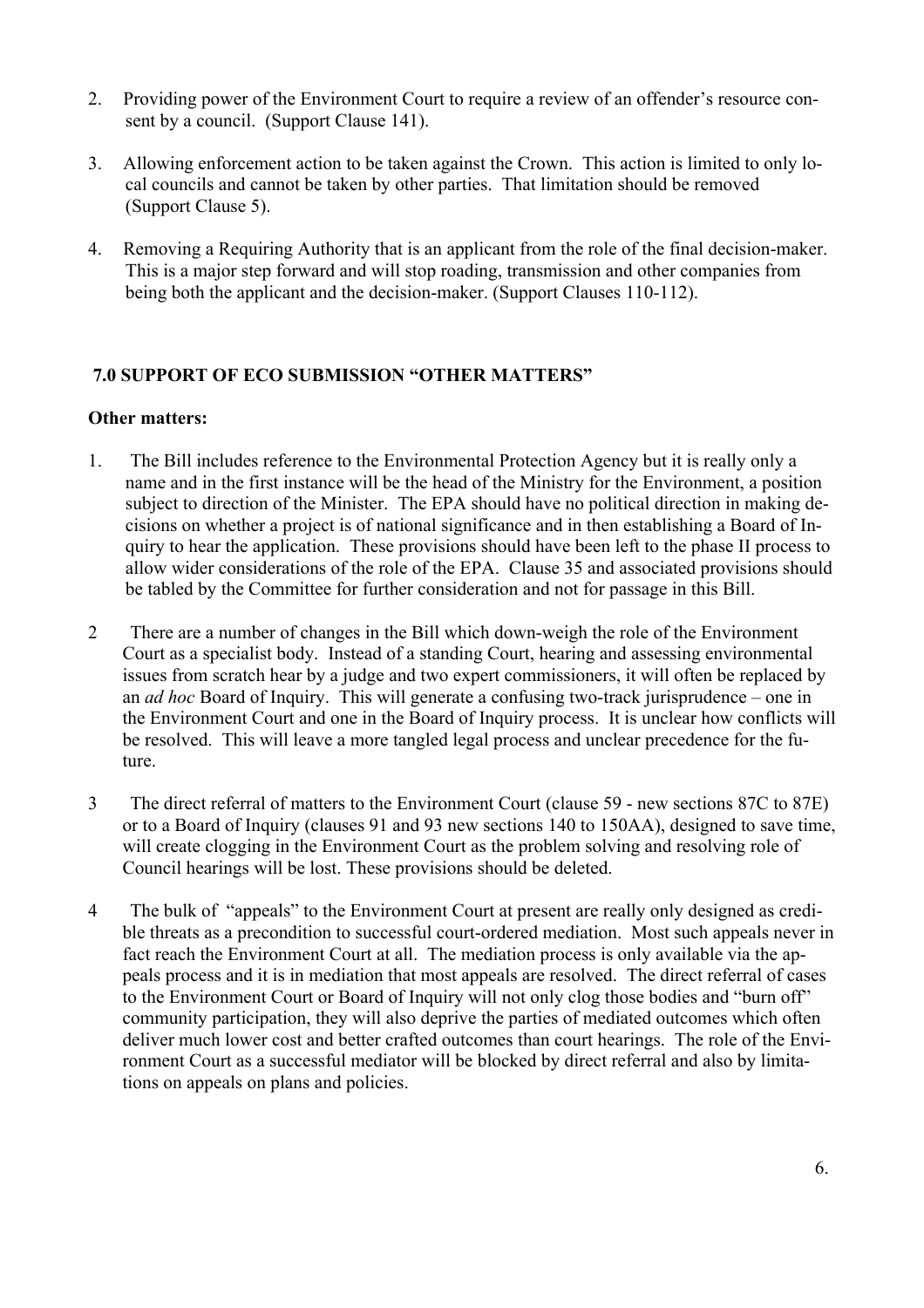2. Providing power of the Environment Court to require a review of an offender's resource consent by a council. (Support Clause 141).

3. Allowing enforcement action to be taken against the Crown. This action is limited to only local councils and cannot be taken by other parties. That limitation should be removed (Support Clause 5).

4. Removing a Requiring Authority that is an applicant from the role of the final decision-maker. This is a major step forward and will stop roading, transmission and other companies from being both the applicant and the decision-maker. (Support Clauses 110-112).

## 7.0 SUPPORT OF ECO SUBMISSION "OTHER MATTERS"

**Other matters:**

1. The Bill includes reference to the Environmental Protection Agency but it is really only a name and in the first instance will be the head of the Ministry for the Environment, a position subject to direction of the Minister. The EPA should have no political direction in making decisions on whether a project is of national significance and in then establishing a Board of Inquiry to hear the application. These provisions should have been left to the phase II process to allow wider considerations of the role of the EPA. Clause 35 and associated provisions should be tabled by the Committee for further consideration and not for passage in this Bill.

2 There are a number of changes in the Bill which down-weigh the role of the Environment Court as a specialist body. Instead of a standing Court, hearing and assessing environmental issues from scratch hear by a judge and two expert commissioners, it will often be replaced by an *ad hoc* Board of Inquiry. This will generate a confusing two-track jurisprudence – one in the Environment Court and one in the Board of Inquiry process. It is unclear how conflicts will be resolved. This will leave a more tangled legal process and unclear precedence for the future.

3 The direct referral of matters to the Environment Court (clause 59 - new sections 87C to 87E) or to a Board of Inquiry (clauses 91 and 93 new sections 140 to 150AA), designed to save time, will create clogging in the Environment Court as the problem solving and resolving role of Council hearings will be lost. These provisions should be deleted.

4 The bulk of "appeals" to the Environment Court at present are really only designed as credible threats as a precondition to successful court-ordered mediation. Most such appeals never in fact reach the Environment Court at all. The mediation process is only available via the appeals process and it is in mediation that most appeals are resolved. The direct referral of cases to the Environment Court or Board of Inquiry will not only clog those bodies and "burn off" community participation, they will also deprive the parties of mediated outcomes which often deliver much lower cost and better crafted outcomes than court hearings. The role of the Environment Court as a successful mediator will be blocked by direct referral and also by limitations on appeals on plans and policies.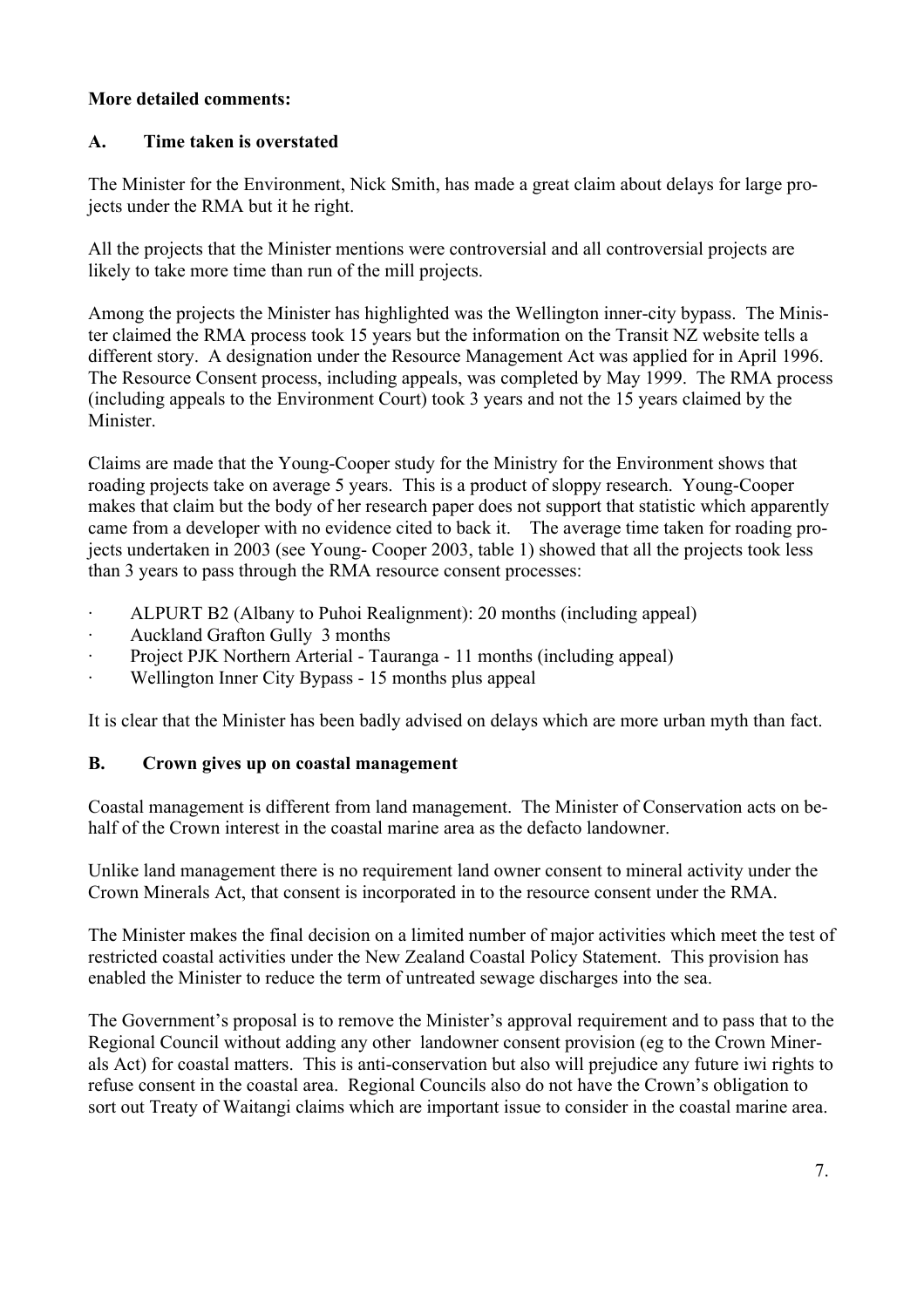**More detailed comments:**

## A. Time taken is overstated

The Minister for the Environment, Nick Smith, has made a great claim about delays for large projects under the RMA but it he right.

All the projects that the Minister mentions were controversial and all controversial projects are likely to take more time than run of the mill projects.

Among the projects the Minister has highlighted was the Wellington inner-city bypass. The Minister claimed the RMA process took 15 years but the information on the Transit NZ website tells a different story. A designation under the Resource Management Act was applied for in April 1996. The Resource Consent process, including appeals, was completed by May 1999. The RMA process (including appeals to the Environment Court) took 3 years and not the 15 years claimed by the Minister.

Claims are made that the Young-Cooper study for the Ministry for the Environment shows that roading projects take on average 5 years. This is a product of sloppy research. Young-Cooper makes that claim but the body of her research paper does not support that statistic which apparently came from a developer with no evidence cited to back it. The average time taken for roading projects undertaken in 2003 (see Young- Cooper 2003, table 1) showed that all the projects took less than 3 years to pass through the RMA resource consent processes:

- ALPURT B2 (Albany to Puhoi Realignment): 20 months (including appeal)
- Auckland Grafton Gully 3 months
- Project PJK Northern Arterial - Tauranga - 11 months (including appeal)
- Wellington Inner City Bypass - 15 months plus appeal

It is clear that the Minister has been badly advised on delays which are more urban myth than fact.

## B. Crown gives up on coastal management

Coastal management is different from land management. The Minister of Conservation acts on behalf of the Crown interest in the coastal marine area as the defacto landowner.

Unlike land management there is no requirement land owner consent to mineral activity under the Crown Minerals Act, that consent is incorporated in to the resource consent under the RMA.

The Minister makes the final decision on a limited number of major activities which meet the test of restricted coastal activities under the New Zealand Coastal Policy Statement. This provision has enabled the Minister to reduce the term of untreated sewage discharges into the sea.

The Government's proposal is to remove the Minister's approval requirement and to pass that to the Regional Council without adding any other landowner consent provision (eg to the Crown Minerals Act) for coastal matters. This is anti-conservation but also will prejudice any future iwi rights to refuse consent in the coastal area. Regional Councils also do not have the Crown's obligation to sort out Treaty of Waitangi claims which are important issue to consider in the coastal marine area.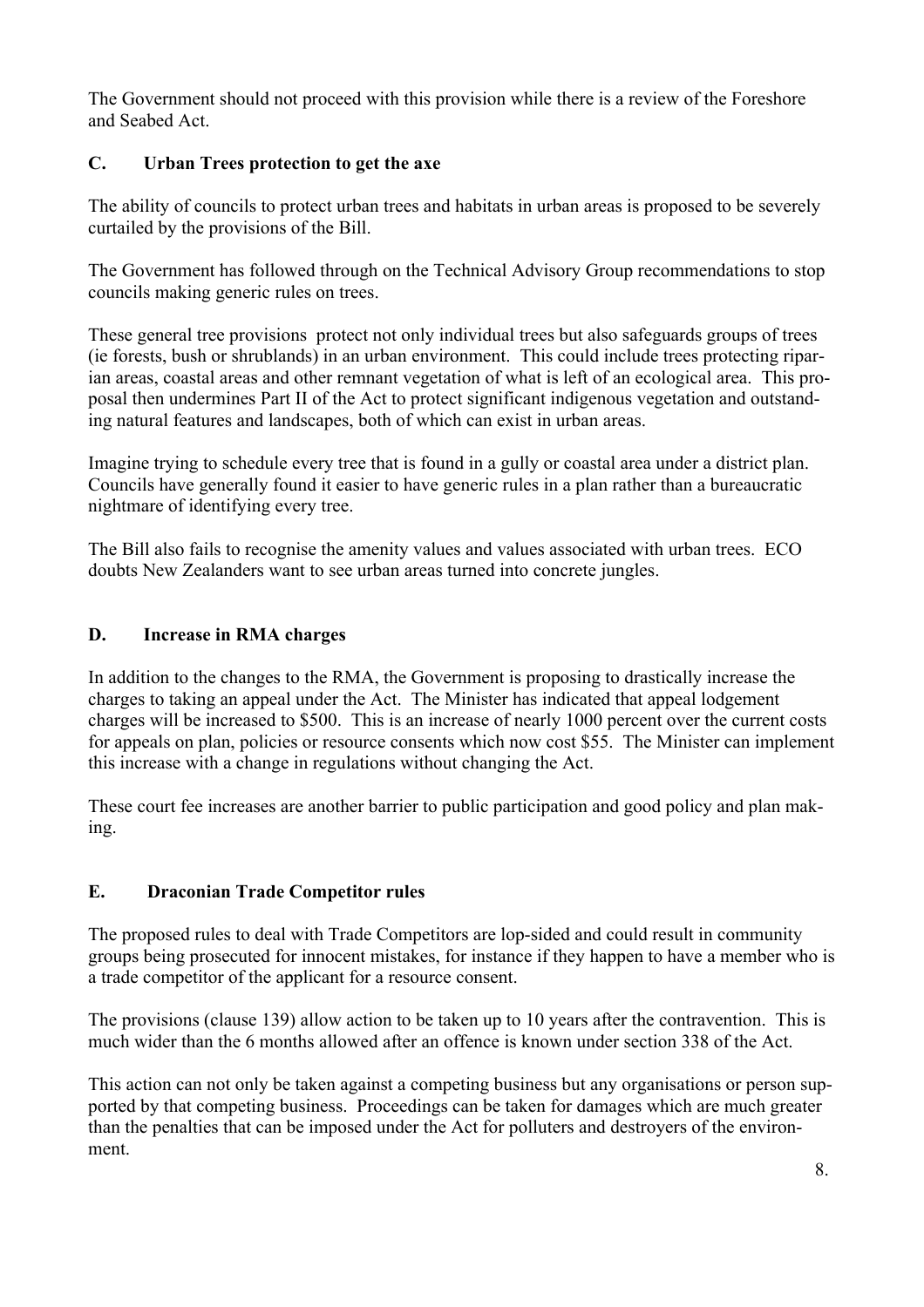The Government should not proceed with this provision while there is a review of the Foreshore and Seabed Act.

## C. Urban Trees protection to get the axe

The ability of councils to protect urban trees and habitats in urban areas is proposed to be severely curtailed by the provisions of the Bill.

The Government has followed through on the Technical Advisory Group recommendations to stop councils making generic rules on trees.

These general tree provisions protect not only individual trees but also safeguards groups of trees (ie forests, bush or shrublands) in an urban environment. This could include trees protecting riparian areas, coastal areas and other remnant vegetation of what is left of an ecological area. This proposal then undermines Part II of the Act to protect significant indigenous vegetation and outstanding natural features and landscapes, both of which can exist in urban areas.

Imagine trying to schedule every tree that is found in a gully or coastal area under a district plan. Councils have generally found it easier to have generic rules in a plan rather than a bureaucratic nightmare of identifying every tree.

The Bill also fails to recognise the amenity values and values associated with urban trees. ECO doubts New Zealanders want to see urban areas turned into concrete jungles.

## D. Increase in RMA charges

In addition to the changes to the RMA, the Government is proposing to drastically increase the charges to taking an appeal under the Act. The Minister has indicated that appeal lodgement charges will be increased to $500. This is an increase of nearly 1000 percent over the current costs for appeals on plan, policies or resource consents which now cost $55. The Minister can implement this increase with a change in regulations without changing the Act.

These court fee increases are another barrier to public participation and good policy and plan making.

## E. Draconian Trade Competitor rules

The proposed rules to deal with Trade Competitors are lop-sided and could result in community groups being prosecuted for innocent mistakes, for instance if they happen to have a member who is a trade competitor of the applicant for a resource consent.

The provisions (clause 139) allow action to be taken up to 10 years after the contravention. This is much wider than the 6 months allowed after an offence is known under section 338 of the Act.

This action can not only be taken against a competing business but any organisations or person supported by that competing business. Proceedings can be taken for damages which are much greater than the penalties that can be imposed under the Act for polluters and destroyers of the environment.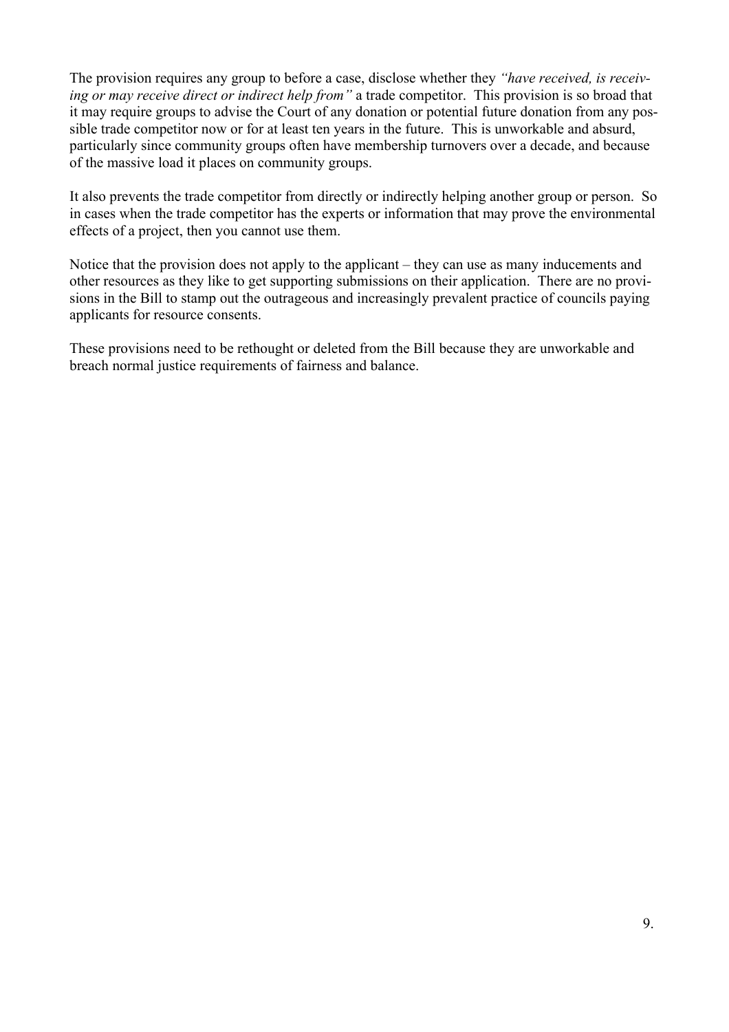The provision requires any group to before a case, disclose whether they *"have received, is receiving or may receive direct or indirect help from"* a trade competitor. This provision is so broad that it may require groups to advise the Court of any donation or potential future donation from any possible trade competitor now or for at least ten years in the future. This is unworkable and absurd, particularly since community groups often have membership turnovers over a decade, and because of the massive load it places on community groups.

It also prevents the trade competitor from directly or indirectly helping another group or person. So in cases when the trade competitor has the experts or information that may prove the environmental effects of a project, then you cannot use them.

Notice that the provision does not apply to the applicant – they can use as many inducements and other resources as they like to get supporting submissions on their application. There are no provisions in the Bill to stamp out the outrageous and increasingly prevalent practice of councils paying applicants for resource consents.

These provisions need to be rethought or deleted from the Bill because they are unworkable and breach normal justice requirements of fairness and balance.